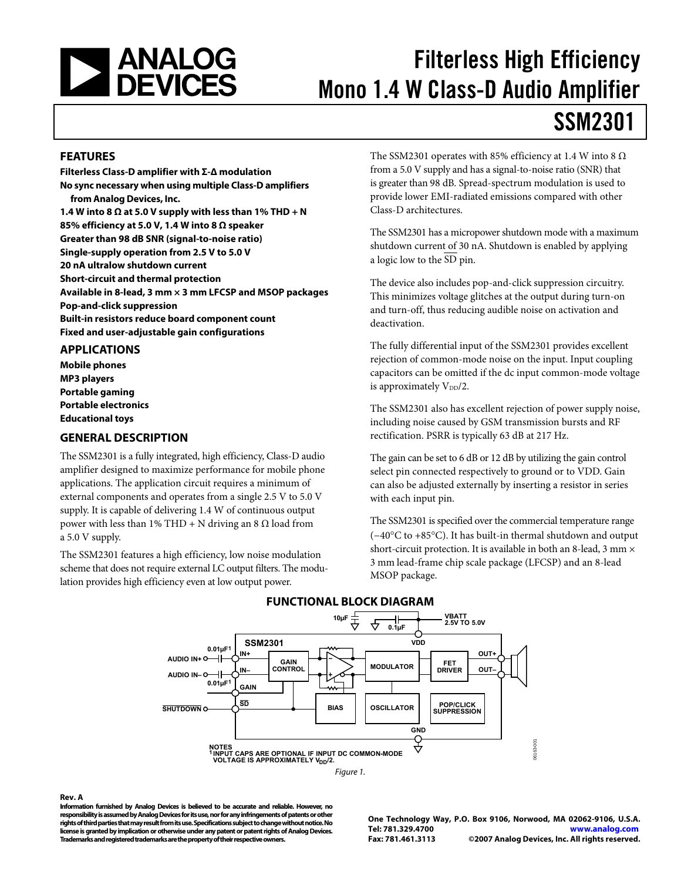# Filterless High Efficiency Mono 1.4 W Class-D Audio Amplifier

# SSM2301

## FEATURES

**Filterless Class-D amplifier with Σ-Δ modulation**
**No sync necessary when using multiple Class-D amplifiers from Analog Devices, Inc.**
**1.4 W into 8 Ω at 5.0 V supply with less than 1% THD + N**
**85% efficiency at 5.0 V, 1.4 W into 8 Ω speaker**
**Greater than 98 dB SNR (signal-to-noise ratio)**
**Single-supply operation from 2.5 V to 5.0 V**
**20 nA ultralow shutdown current**
**Short-circuit and thermal protection**
**Available in 8-lead, 3 mm × 3 mm LFCSP and MSOP packages**
**Pop-and-click suppression**
**Built-in resistors reduce board component count**
**Fixed and user-adjustable gain configurations**

## APPLICATIONS

**Mobile phones**
**MP3 players**
**Portable gaming**
**Portable electronics**
**Educational toys**

## GENERAL DESCRIPTION

The SSM2301 is a fully integrated, high efficiency, Class-D audio amplifier designed to maximize performance for mobile phone applications. The application circuit requires a minimum of external components and operates from a single 2.5 V to 5.0 V supply. It is capable of delivering 1.4 W of continuous output power with less than 1% THD + N driving an 8 Ω load from a 5.0 V supply.

The SSM2301 features a high efficiency, low noise modulation scheme that does not require external LC output filters. The modulation provides high efficiency even at low output power.

The SSM2301 operates with 85% efficiency at 1.4 W into 8 Ω from a 5.0 V supply and has a signal-to-noise ratio (SNR) that is greater than 98 dB. Spread-spectrum modulation is used to provide lower EMI-radiated emissions compared with other Class-D architectures.

The SSM2301 has a micropower shutdown mode with a maximum shutdown current of 30 nA. Shutdown is enabled by applying a logic low to the SD pin.

The device also includes pop-and-click suppression circuitry. This minimizes voltage glitches at the output during turn-on and turn-off, thus reducing audible noise on activation and deactivation.

The fully differential input of the SSM2301 provides excellent rejection of common-mode noise on the input. Input coupling capacitors can be omitted if the dc input common-mode voltage is approximately $V_{DD}/2$.

The SSM2301 also has excellent rejection of power supply noise, including noise caused by GSM transmission bursts and RF rectification. PSRR is typically 63 dB at 217 Hz.

The gain can be set to 6 dB or 12 dB by utilizing the gain control select pin connected respectively to ground or to VDD. Gain can also be adjusted externally by inserting a resistor in series with each input pin.

The SSM2301 is specified over the commercial temperature range (−40°C to +85°C). It has built-in thermal shutdown and output short-circuit protection. It is available in both an 8-lead, 3 mm × 3 mm lead-frame chip scale package (LFCSP) and an 8-lead MSOP package.

## FUNCTIONAL BLOCK DIAGRAM

NOTES
[1] INPUT CAPS ARE OPTIONAL IF INPUT DC COMMON-MODE VOLTAGE IS APPROXIMATELY $V_{DD}/2$.

*Figure 1.*

**Rev. A**

**Information furnished by Analog Devices is believed to be accurate and reliable. However, no responsibility is assumed by Analog Devices for its use, nor for any infringements of patents or other rights of third parties that may result from its use. Specifications subject to change without notice. No license is granted by implication or otherwise under any patent or patent rights of Analog Devices. Trademarks and registered trademarks are the property of their respective owners.**

**One Technology Way, P.O. Box 9106, Norwood, MA 02062-9106, U.S.A.**
**Tel: 781.329.4700 www.analog.com**
**Fax: 781.461.3113 ©2007 Analog Devices, Inc. All rights reserved.**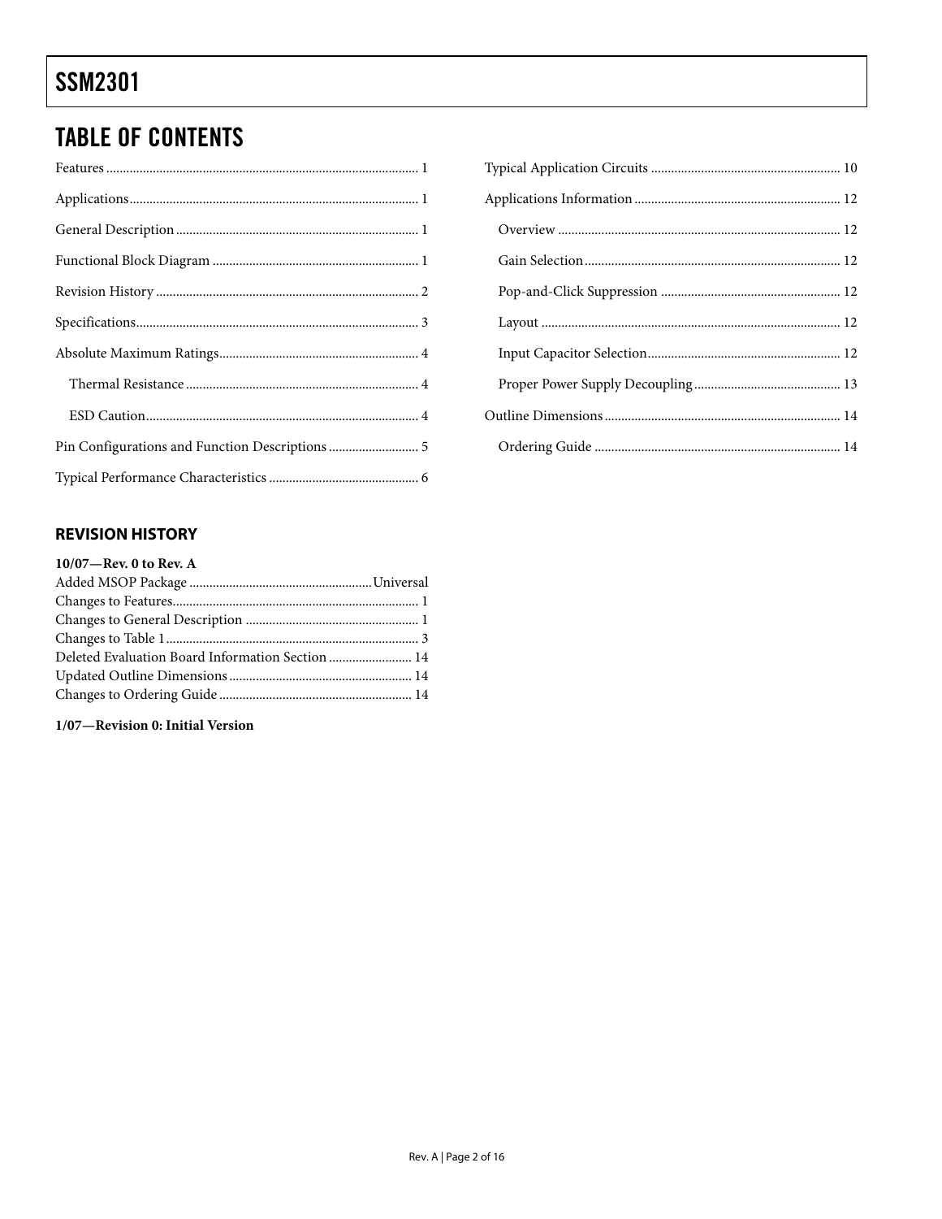## TABLE OF CONTENTS

Features ... 1
Applications ... 1
General Description ... 1
Functional Block Diagram ... 1
Revision History ... 2
Specifications ... 3
Absolute Maximum Ratings ... 4
  Thermal Resistance ... 4
  ESD Caution ... 4
Pin Configurations and Function Descriptions ... 5
Typical Performance Characteristics ... 6
Typical Application Circuits ... 10
Applications Information ... 12
  Overview ... 12
  Gain Selection ... 12
  Pop-and-Click Suppression ... 12
  Layout ... 12
  Input Capacitor Selection ... 12
  Proper Power Supply Decoupling ... 13
Outline Dimensions ... 14
  Ordering Guide ... 14

### REVISION HISTORY

**10/07—Rev. 0 to Rev. A**

Added MSOP Package ... Universal
Changes to Features ... 1
Changes to General Description ... 1
Changes to Table 1 ... 3
Deleted Evaluation Board Information Section ... 14
Updated Outline Dimensions ... 14
Changes to Ordering Guide ... 14

**1/07—Revision 0: Initial Version**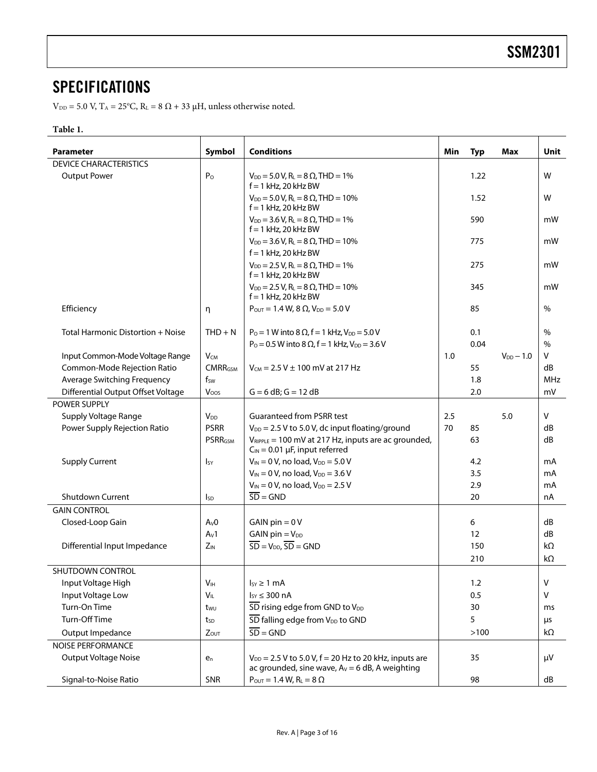## SPECIFICATIONS

$V_{DD}$ = 5.0 V, $T_A$ = 25°C, $R_L$ = 8 Ω + 33 µH, unless otherwise noted.

**Table 1.**

| Parameter | Symbol | Conditions | Min | Typ | Max | Unit |
|---|---|---|---|---|---|---|
| DEVICE CHARACTERISTICS | | | | | | |
| Output Power | $P_O$ | $V_{DD}$ = 5.0 V, $R_L$ = 8 Ω, THD = 1% f = 1 kHz, 20 kHz BW | | 1.22 | | W |
| | | $V_{DD}$ = 5.0 V, $R_L$ = 8 Ω, THD = 10% f = 1 kHz, 20 kHz BW | | 1.52 | | W |
| | | $V_{DD}$ = 3.6 V, $R_L$ = 8 Ω, THD = 1% f = 1 kHz, 20 kHz BW | | 590 | | mW |
| | | $V_{DD}$ = 3.6 V, $R_L$ = 8 Ω, THD = 10% f = 1 kHz, 20 kHz BW | | 775 | | mW |
| | | $V_{DD}$ = 2.5 V, $R_L$ = 8 Ω, THD = 1% f = 1 kHz, 20 kHz BW | | 275 | | mW |
| | | $V_{DD}$ = 2.5 V, $R_L$ = 8 Ω, THD = 10% f = 1 kHz, 20 kHz BW | | 345 | | mW |
| Efficiency | η | $P_{OUT}$ = 1.4 W, 8 Ω, $V_{DD}$ = 5.0 V | | 85 | | % |
| Total Harmonic Distortion + Noise | THD + N | $P_O$ = 1 W into 8 Ω, f = 1 kHz, $V_{DD}$ = 5.0 V | | 0.1 | | % |
| | | $P_O$ = 0.5 W into 8 Ω, f = 1 kHz, $V_{DD}$ = 3.6 V | | 0.04 | | % |
| Input Common-Mode Voltage Range | $V_{CM}$ | | 1.0 | | $V_{DD}$ − 1.0 | V |
| Common-Mode Rejection Ratio | $CMRR_{GSM}$ | $V_{CM}$ = 2.5 V ± 100 mV at 217 Hz | | 55 | | dB |
| Average Switching Frequency | $f_{SW}$ | | | 1.8 | | MHz |
| Differential Output Offset Voltage | $V_{OOS}$ | G = 6 dB; G = 12 dB | | 2.0 | | mV |
| POWER SUPPLY | | | | | | |
| Supply Voltage Range | $V_{DD}$ | Guaranteed from PSRR test | 2.5 | | 5.0 | V |
| Power Supply Rejection Ratio | PSRR | $V_{DD}$ = 2.5 V to 5.0 V, dc input floating/ground | 70 | 85 | | dB |
| | $PSRR_{GSM}$ | $V_{RIPPLE}$ = 100 mV at 217 Hz, inputs are ac grounded, $C_{IN}$ = 0.01 µF, input referred | | 63 | | dB |
| Supply Current | $I_{SY}$ | $V_{IN}$ = 0 V, no load, $V_{DD}$ = 5.0 V | | 4.2 | | mA |
| | | $V_{IN}$ = 0 V, no load, $V_{DD}$ = 3.6 V | | 3.5 | | mA |
| | | $V_{IN}$ = 0 V, no load, $V_{DD}$ = 2.5 V | | 2.9 | | mA |
| Shutdown Current | $I_{SD}$ | $\overline{SD}$ = GND | | 20 | | nA |
| GAIN CONTROL | | | | | | |
| Closed-Loop Gain | $A_V0$ | GAIN pin = 0 V | | 6 | | dB |
| | $A_V1$ | GAIN pin = $V_{DD}$ | | 12 | | dB |
| Differential Input Impedance | $Z_{IN}$ | $\overline{SD}$ = $V_{DD}$, $\overline{SD}$ = GND | | 150 | | kΩ |
| | | | | 210 | | kΩ |
| SHUTDOWN CONTROL | | | | | | |
| Input Voltage High | $V_{IH}$ | $I_{SY}$ ≥ 1 mA | | 1.2 | | V |
| Input Voltage Low | $V_{IL}$ | $I_{SY}$ ≤ 300 nA | | 0.5 | | V |
| Turn-On Time | $t_{WU}$ | $\overline{SD}$ rising edge from GND to $V_{DD}$ | | 30 | | ms |
| Turn-Off Time | $t_{SD}$ | $\overline{SD}$ falling edge from $V_{DD}$ to GND | | 5 | | µs |
| Output Impedance | $Z_{OUT}$ | $\overline{SD}$ = GND | | >100 | | kΩ |
| NOISE PERFORMANCE | | | | | | |
| Output Voltage Noise | $e_n$ | $V_{DD}$ = 2.5 V to 5.0 V, f = 20 Hz to 20 kHz, inputs are ac grounded, sine wave, $A_V$ = 6 dB, A weighting | | 35 | | µV |
| Signal-to-Noise Ratio | SNR | $P_{OUT}$ = 1.4 W, $R_L$ = 8 Ω | | 98 | | dB |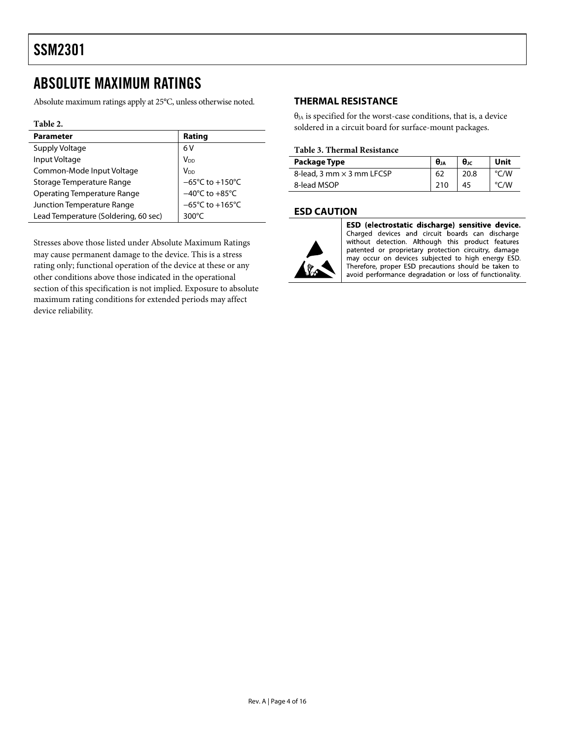## ABSOLUTE MAXIMUM RATINGS

Absolute maximum ratings apply at 25°C, unless otherwise noted.

**Table 2.**

| Parameter | Rating |
|---|---|
| Supply Voltage | 6 V |
| Input Voltage | $V_{DD}$ |
| Common-Mode Input Voltage | $V_{DD}$ |
| Storage Temperature Range | −65°C to +150°C |
| Operating Temperature Range | −40°C to +85°C |
| Junction Temperature Range | −65°C to +165°C |
| Lead Temperature (Soldering, 60 sec) | 300°C |

Stresses above those listed under Absolute Maximum Ratings may cause permanent damage to the device. This is a stress rating only; functional operation of the device at these or any other conditions above those indicated in the operational section of this specification is not implied. Exposure to absolute maximum rating conditions for extended periods may affect device reliability.

### THERMAL RESISTANCE

$\theta_{JA}$ is specified for the worst-case conditions, that is, a device soldered in a circuit board for surface-mount packages.

**Table 3. Thermal Resistance**

| Package Type | $\theta_{JA}$ | $\theta_{JC}$ | Unit |
|---|---|---|---|
| 8-lead, 3 mm × 3 mm LFCSP | 62 | 20.8 | °C/W |
| 8-lead MSOP | 210 | 45 | °C/W |

### ESD CAUTION

**ESD (electrostatic discharge) sensitive device.** Charged devices and circuit boards can discharge without detection. Although this product features patented or proprietary protection circuitry, damage may occur on devices subjected to high energy ESD. Therefore, proper ESD precautions should be taken to avoid performance degradation or loss of functionality.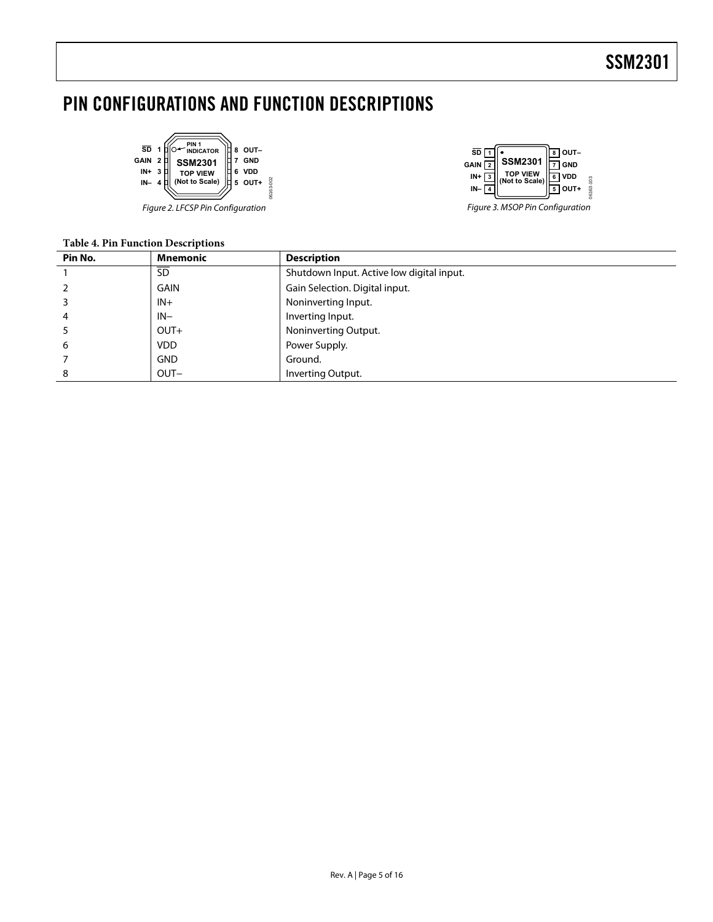# PIN CONFIGURATIONS AND FUNCTION DESCRIPTIONS

Figure 2. LFCSP Pin Configuration

Figure 3. MSOP Pin Configuration

**Table 4. Pin Function Descriptions**

| Pin No. | Mnemonic | Description |
|---|---|---|
| 1 | $\overline{\text{SD}}$ | Shutdown Input. Active low digital input. |
| 2 | GAIN | Gain Selection. Digital input. |
| 3 | IN+ | Noninverting Input. |
| 4 | IN− | Inverting Input. |
| 5 | OUT+ | Noninverting Output. |
| 6 | VDD | Power Supply. |
| 7 | GND | Ground. |
| 8 | OUT− | Inverting Output. |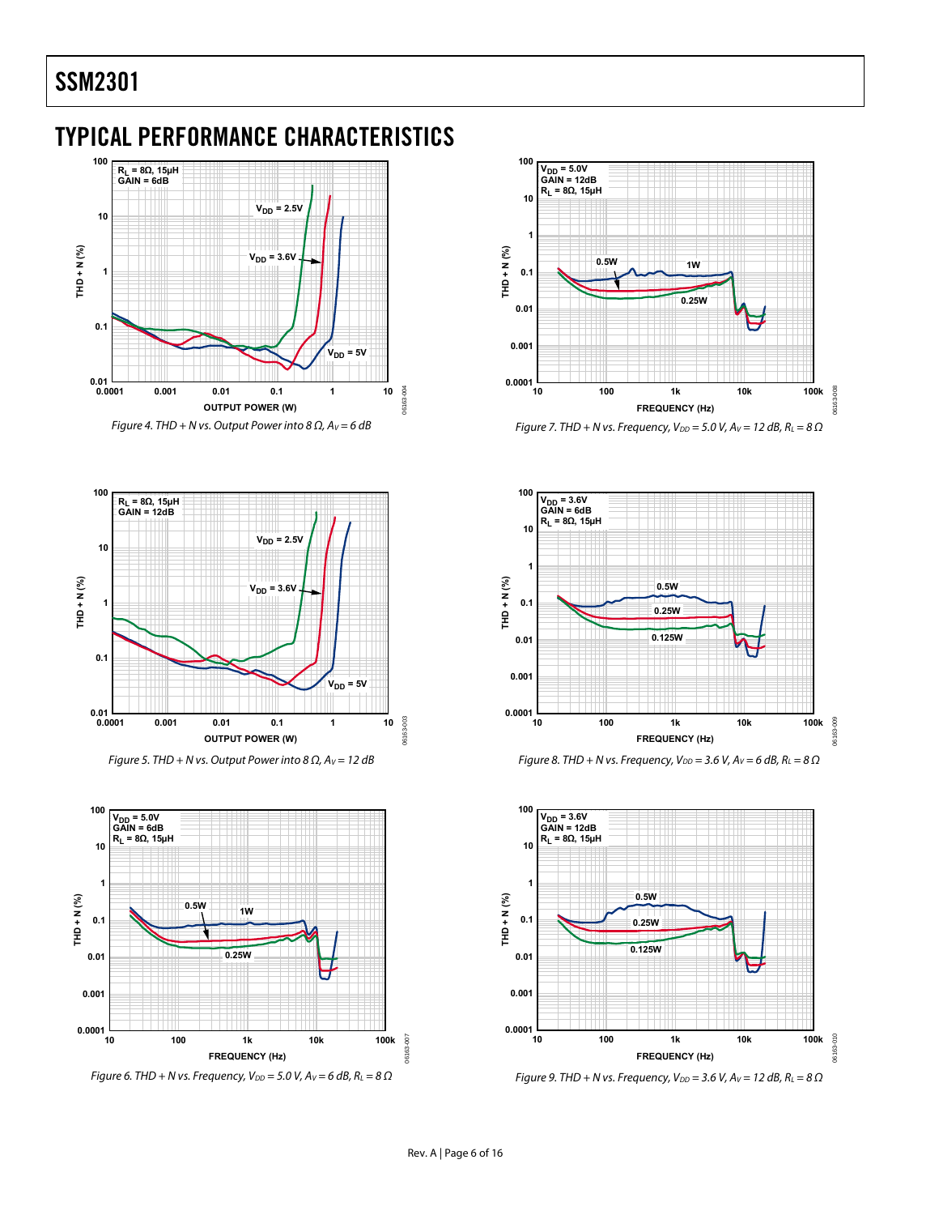## TYPICAL PERFORMANCE CHARACTERISTICS

Figure 4. THD + N vs. Output Power into 8 Ω, $A_V$ = 6 dB

Figure 5. THD + N vs. Output Power into 8 Ω, $A_V$ = 12 dB

Figure 6. THD + N vs. Frequency, $V_{DD}$ = 5.0 V, $A_V$ = 6 dB, $R_L$ = 8 Ω

Figure 7. THD + N vs. Frequency, $V_{DD}$ = 5.0 V, $A_V$ = 12 dB, $R_L$ = 8 Ω

Figure 8. THD + N vs. Frequency, $V_{DD}$ = 3.6 V, $A_V$ = 6 dB, $R_L$ = 8 Ω

Figure 9. THD + N vs. Frequency, $V_{DD}$ = 3.6 V, $A_V$ = 12 dB, $R_L$ = 8 Ω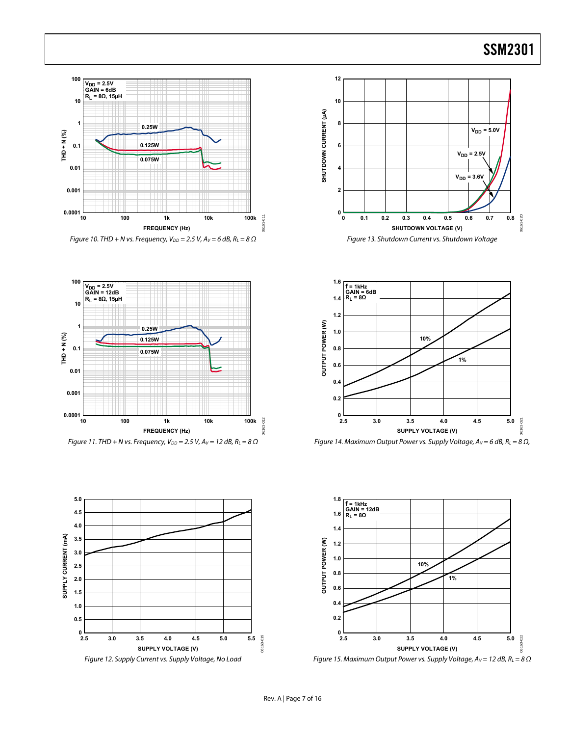Figure 10. THD + N vs. Frequency, $V_{DD}$ = 2.5 V, $A_V$ = 6 dB, $R_L$ = 8 Ω

Figure 11. THD + N vs. Frequency, $V_{DD}$ = 2.5 V, $A_V$ = 12 dB, $R_L$ = 8 Ω

Figure 12. Supply Current vs. Supply Voltage, No Load

Figure 13. Shutdown Current vs. Shutdown Voltage

Figure 14. Maximum Output Power vs. Supply Voltage, $A_V$ = 6 dB, $R_L$ = 8 Ω,

Figure 15. Maximum Output Power vs. Supply Voltage, $A_V$ = 12 dB, $R_L$ = 8 Ω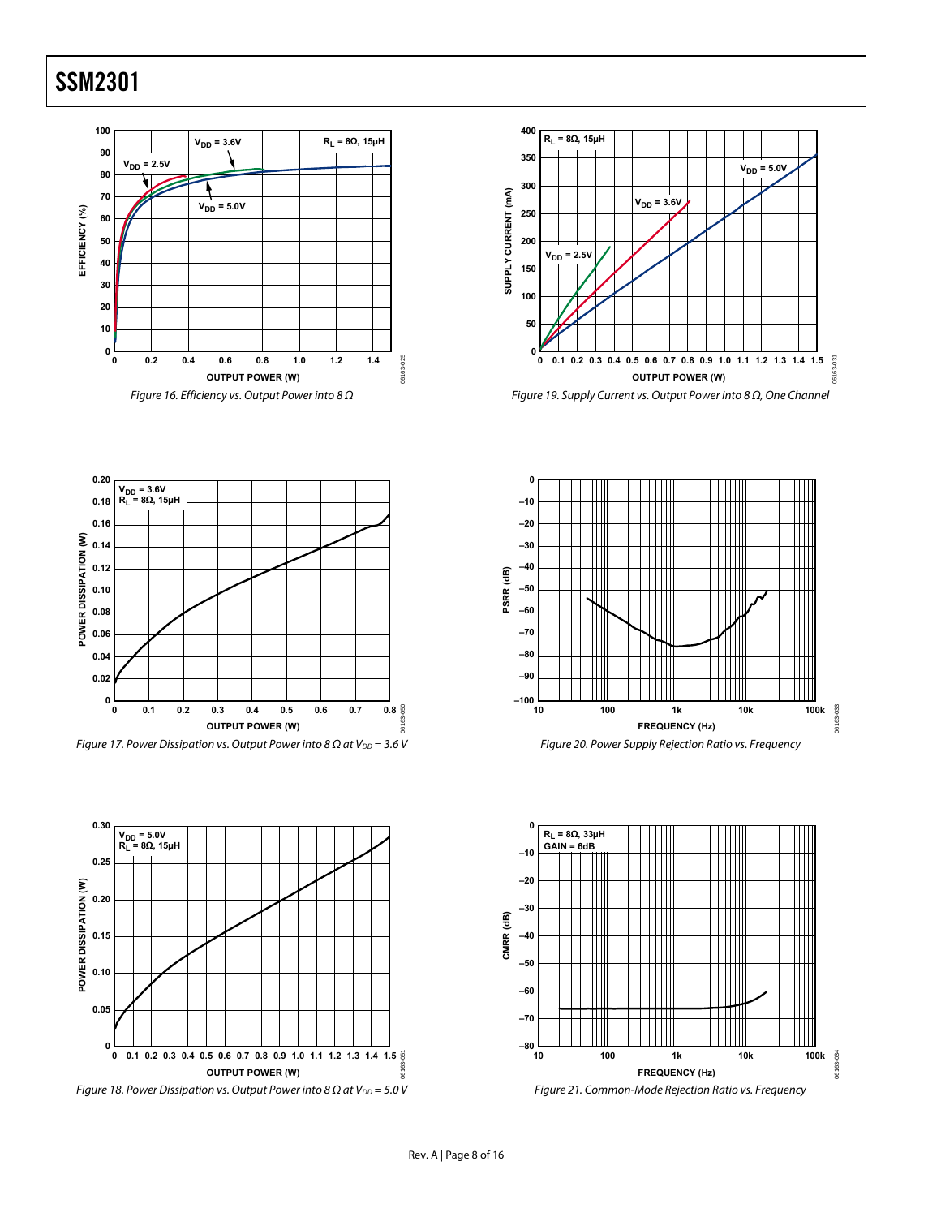Figure 16. Efficiency vs. Output Power into 8 Ω

Figure 17. Power Dissipation vs. Output Power into 8 Ω at $V_{DD}$ = 3.6 V

Figure 18. Power Dissipation vs. Output Power into 8 Ω at $V_{DD}$ = 5.0 V

Figure 19. Supply Current vs. Output Power into 8 Ω, One Channel

Figure 20. Power Supply Rejection Ratio vs. Frequency

Figure 21. Common-Mode Rejection Ratio vs. Frequency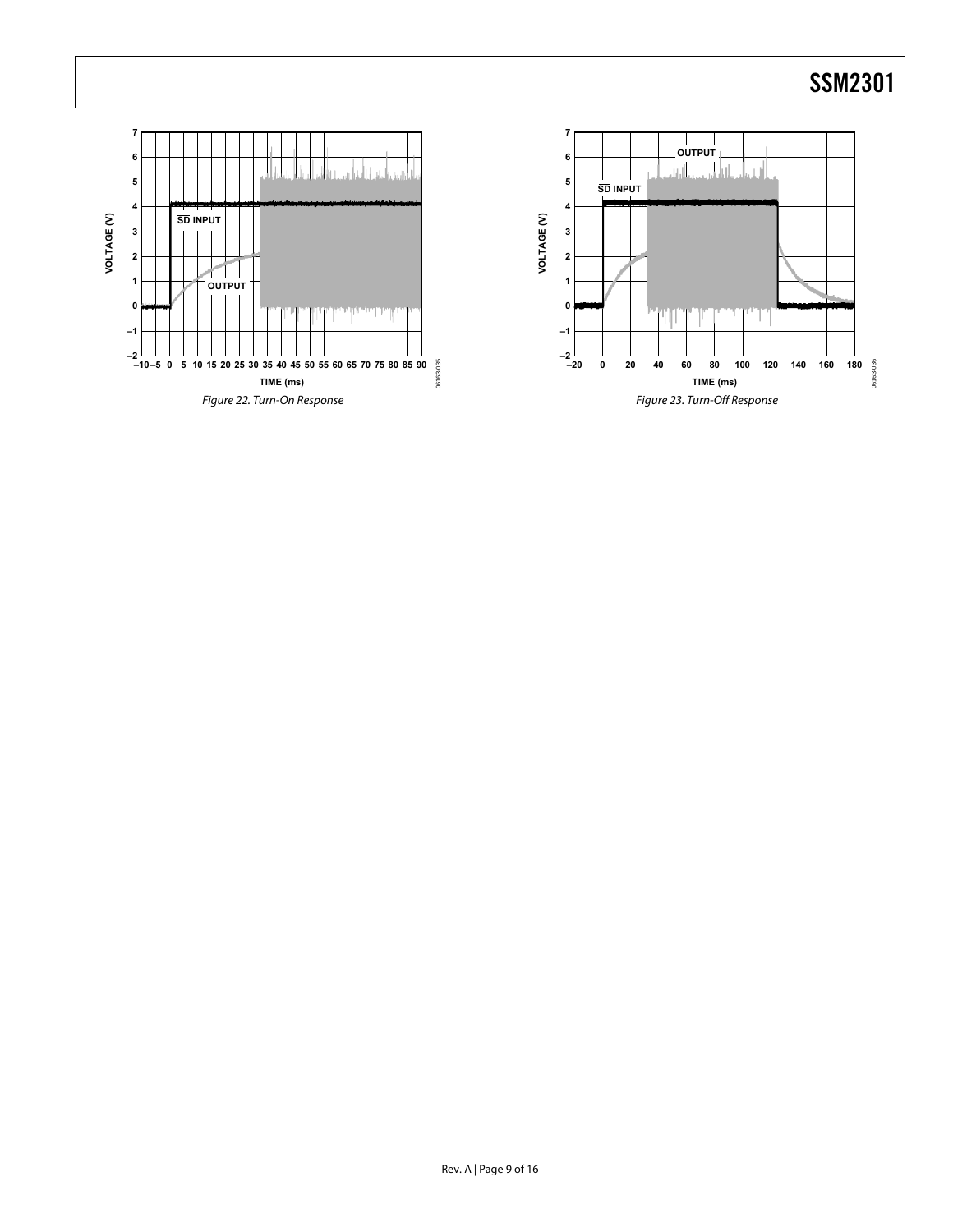Figure 22. Turn-On Response

Figure 23. Turn-Off Response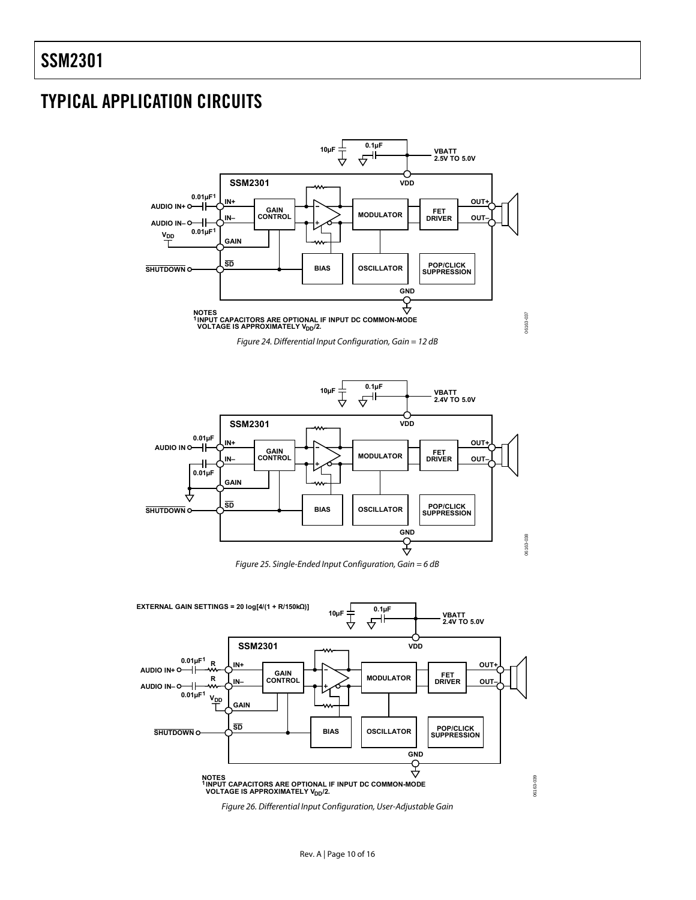## TYPICAL APPLICATION CIRCUITS

NOTES
[1]INPUT CAPACITORS ARE OPTIONAL IF INPUT DC COMMON-MODE VOLTAGE IS APPROXIMATELY $V_{DD}/2$.

*Figure 24. Differential Input Configuration, Gain = 12 dB*

*Figure 25. Single-Ended Input Configuration, Gain = 6 dB*

EXTERNAL GAIN SETTINGS = 20 log[4/(1 + R/150kΩ)]

NOTES
[1]INPUT CAPACITORS ARE OPTIONAL IF INPUT DC COMMON-MODE VOLTAGE IS APPROXIMATELY $V_{DD}/2$.

*Figure 26. Differential Input Configuration, User-Adjustable Gain*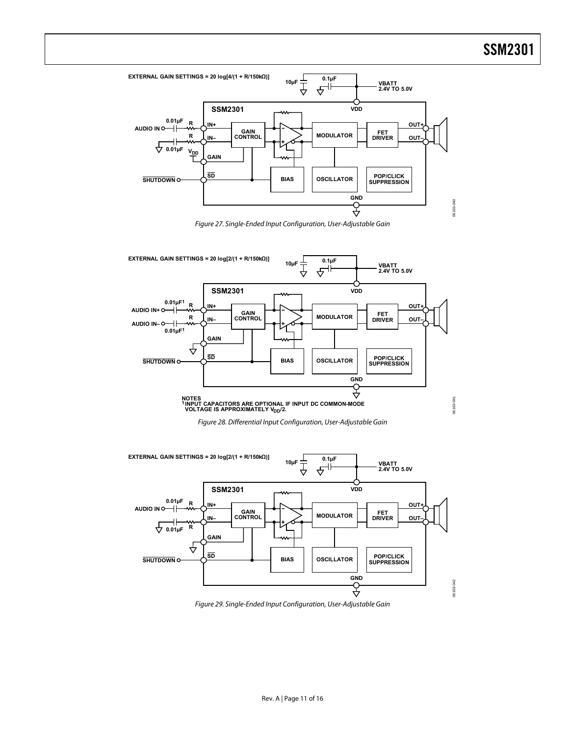EXTERNAL GAIN SETTINGS = 20 log[4/(1 + R/150kΩ)]

Figure 27. Single-Ended Input Configuration, User-Adjustable Gain

EXTERNAL GAIN SETTINGS = 20 log[2/(1 + R/150kΩ)]

NOTES
[1]INPUT CAPACITORS ARE OPTIONAL IF INPUT DC COMMON-MODE VOLTAGE IS APPROXIMATELY $V_{DD}$/2.

Figure 28. Differential Input Configuration, User-Adjustable Gain

EXTERNAL GAIN SETTINGS = 20 log[2/(1 + R/150kΩ)]

Figure 29. Single-Ended Input Configuration, User-Adjustable Gain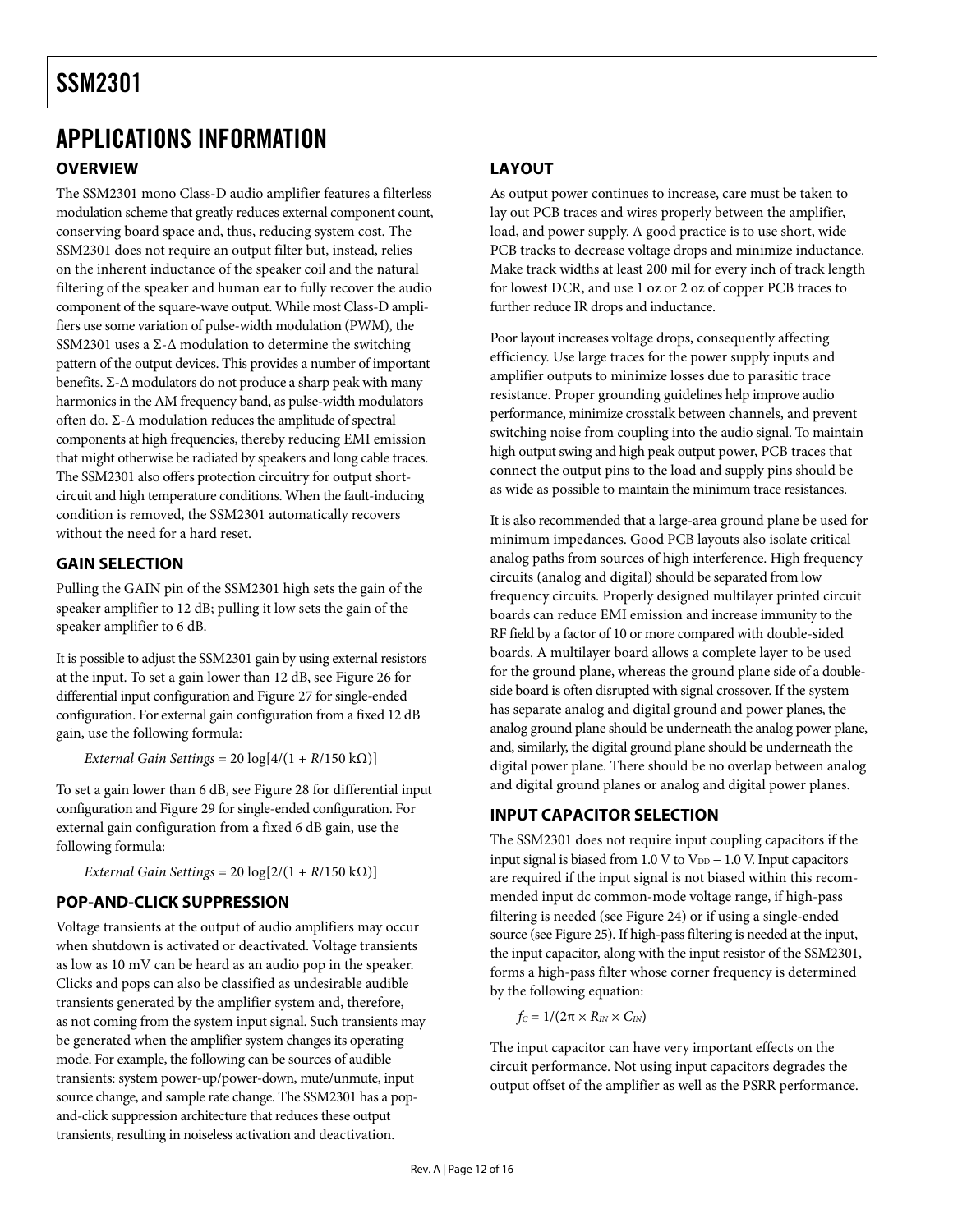# APPLICATIONS INFORMATION

## OVERVIEW

The SSM2301 mono Class-D audio amplifier features a filterless modulation scheme that greatly reduces external component count, conserving board space and, thus, reducing system cost. The SSM2301 does not require an output filter but, instead, relies on the inherent inductance of the speaker coil and the natural filtering of the speaker and human ear to fully recover the audio component of the square-wave output. While most Class-D amplifiers use some variation of pulse-width modulation (PWM), the SSM2301 uses a Σ-Δ modulation to determine the switching pattern of the output devices. This provides a number of important benefits. Σ-Δ modulators do not produce a sharp peak with many harmonics in the AM frequency band, as pulse-width modulators often do. Σ-Δ modulation reduces the amplitude of spectral components at high frequencies, thereby reducing EMI emission that might otherwise be radiated by speakers and long cable traces. The SSM2301 also offers protection circuitry for output short-circuit and high temperature conditions. When the fault-inducing condition is removed, the SSM2301 automatically recovers without the need for a hard reset.

## GAIN SELECTION

Pulling the GAIN pin of the SSM2301 high sets the gain of the speaker amplifier to 12 dB; pulling it low sets the gain of the speaker amplifier to 6 dB.

It is possible to adjust the SSM2301 gain by using external resistors at the input. To set a gain lower than 12 dB, see Figure 26 for differential input configuration and Figure 27 for single-ended configuration. For external gain configuration from a fixed 12 dB gain, use the following formula:

$$\textit{External Gain Settings} = 20 \log[4/(1 + R/150\ \text{k}\Omega)]$$

To set a gain lower than 6 dB, see Figure 28 for differential input configuration and Figure 29 for single-ended configuration. For external gain configuration from a fixed 6 dB gain, use the following formula:

$$\textit{External Gain Settings} = 20 \log[2/(1 + R/150\ \text{k}\Omega)]$$

## POP-AND-CLICK SUPPRESSION

Voltage transients at the output of audio amplifiers may occur when shutdown is activated or deactivated. Voltage transients as low as 10 mV can be heard as an audio pop in the speaker. Clicks and pops can also be classified as undesirable audible transients generated by the amplifier system and, therefore, as not coming from the system input signal. Such transients may be generated when the amplifier system changes its operating mode. For example, the following can be sources of audible transients: system power-up/power-down, mute/unmute, input source change, and sample rate change. The SSM2301 has a pop-and-click suppression architecture that reduces these output transients, resulting in noiseless activation and deactivation.

## LAYOUT

As output power continues to increase, care must be taken to lay out PCB traces and wires properly between the amplifier, load, and power supply. A good practice is to use short, wide PCB tracks to decrease voltage drops and minimize inductance. Make track widths at least 200 mil for every inch of track length for lowest DCR, and use 1 oz or 2 oz of copper PCB traces to further reduce IR drops and inductance.

Poor layout increases voltage drops, consequently affecting efficiency. Use large traces for the power supply inputs and amplifier outputs to minimize losses due to parasitic trace resistance. Proper grounding guidelines help improve audio performance, minimize crosstalk between channels, and prevent switching noise from coupling into the audio signal. To maintain high output swing and high peak output power, PCB traces that connect the output pins to the load and supply pins should be as wide as possible to maintain the minimum trace resistances.

It is also recommended that a large-area ground plane be used for minimum impedances. Good PCB layouts also isolate critical analog paths from sources of high interference. High frequency circuits (analog and digital) should be separated from low frequency circuits. Properly designed multilayer printed circuit boards can reduce EMI emission and increase immunity to the RF field by a factor of 10 or more compared with double-sided boards. A multilayer board allows a complete layer to be used for the ground plane, whereas the ground plane side of a double-side board is often disrupted with signal crossover. If the system has separate analog and digital ground and power planes, the analog ground plane should be underneath the analog power plane, and, similarly, the digital ground plane should be underneath the digital power plane. There should be no overlap between analog and digital ground planes or analog and digital power planes.

## INPUT CAPACITOR SELECTION

The SSM2301 does not require input coupling capacitors if the input signal is biased from 1.0 V to $V_{DD}$ − 1.0 V. Input capacitors are required if the input signal is not biased within this recommended input dc common-mode voltage range, if high-pass filtering is needed (see Figure 24) or if using a single-ended source (see Figure 25). If high-pass filtering is needed at the input, the input capacitor, along with the input resistor of the SSM2301, forms a high-pass filter whose corner frequency is determined by the following equation:

$$f_C = 1/(2\pi \times R_{IN} \times C_{IN})$$

The input capacitor can have very important effects on the circuit performance. Not using input capacitors degrades the output offset of the amplifier as well as the PSRR performance.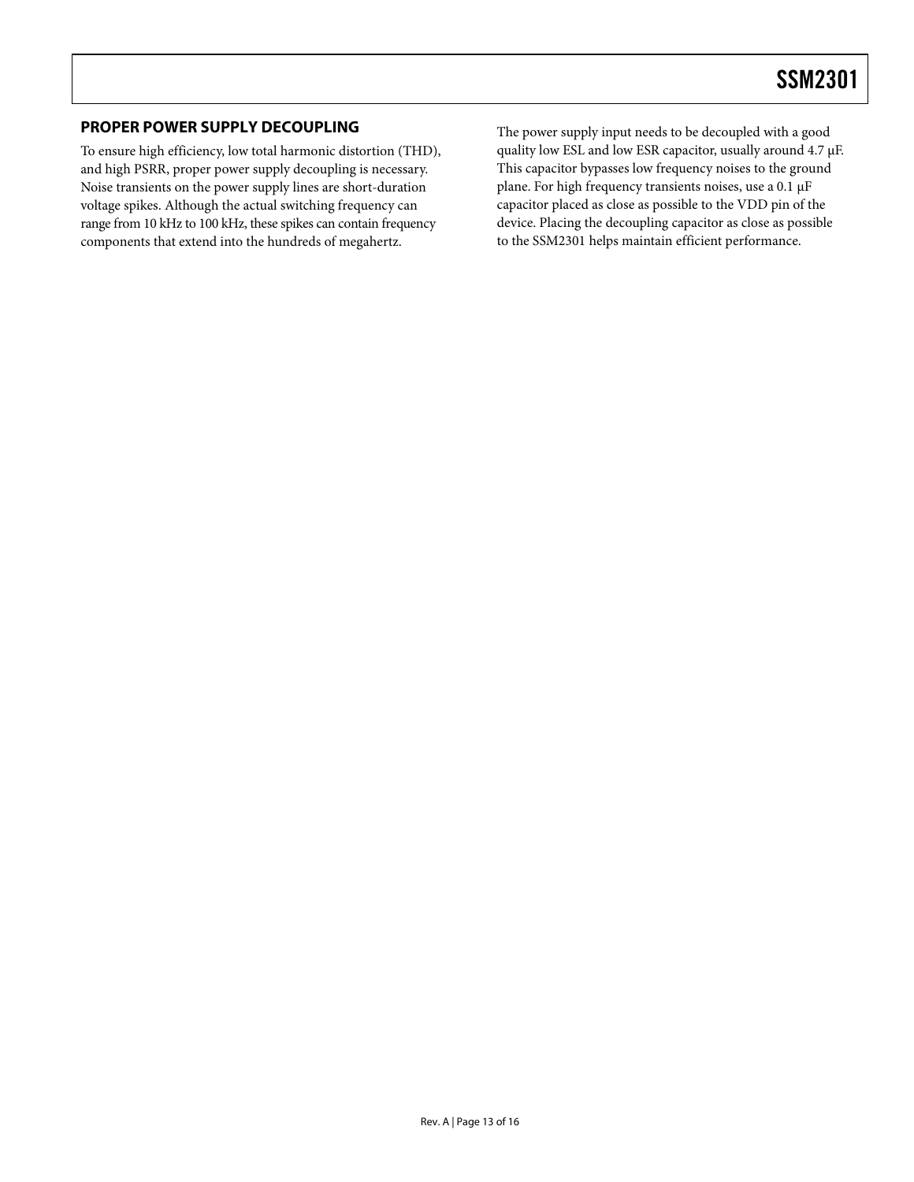## PROPER POWER SUPPLY DECOUPLING

To ensure high efficiency, low total harmonic distortion (THD), and high PSRR, proper power supply decoupling is necessary. Noise transients on the power supply lines are short-duration voltage spikes. Although the actual switching frequency can range from 10 kHz to 100 kHz, these spikes can contain frequency components that extend into the hundreds of megahertz.

The power supply input needs to be decoupled with a good quality low ESL and low ESR capacitor, usually around 4.7 µF. This capacitor bypasses low frequency noises to the ground plane. For high frequency transients noises, use a 0.1 µF capacitor placed as close as possible to the VDD pin of the device. Placing the decoupling capacitor as close as possible to the SSM2301 helps maintain efficient performance.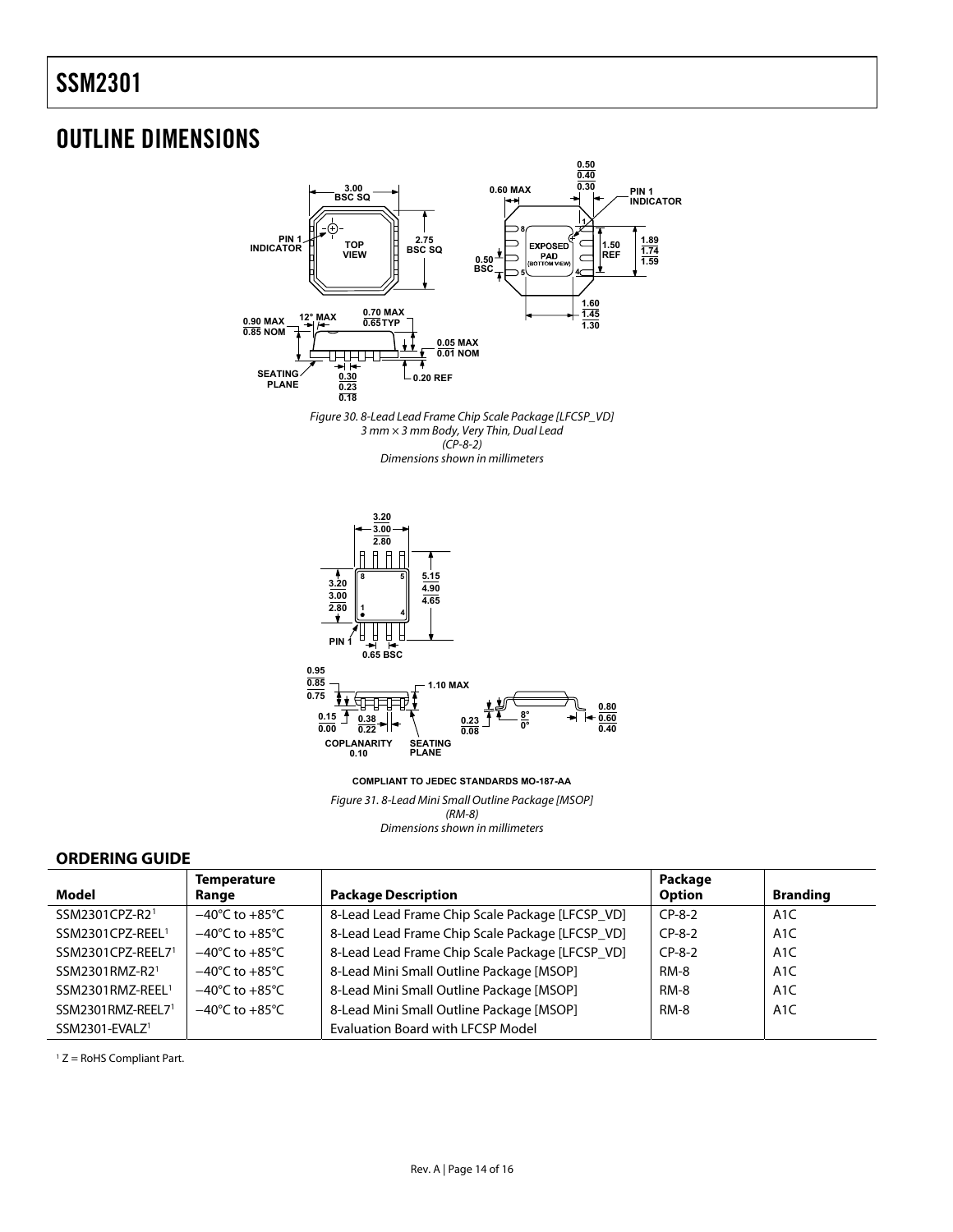## OUTLINE DIMENSIONS

*Figure 30. 8-Lead Lead Frame Chip Scale Package [LFCSP_VD] 3 mm × 3 mm Body, Very Thin, Dual Lead (CP-8-2) Dimensions shown in millimeters*

COMPLIANT TO JEDEC STANDARDS MO-187-AA

*Figure 31. 8-Lead Mini Small Outline Package [MSOP] (RM-8) Dimensions shown in millimeters*

### ORDERING GUIDE

| Model | Temperature Range | Package Description | Package Option | Branding |
|---|---|---|---|---|
| SSM2301CPZ-R2[1] | −40°C to +85°C | 8-Lead Lead Frame Chip Scale Package [LFCSP_VD] | CP-8-2 | A1C |
| SSM2301CPZ-REEL[1] | −40°C to +85°C | 8-Lead Lead Frame Chip Scale Package [LFCSP_VD] | CP-8-2 | A1C |
| SSM2301CPZ-REEL7[1] | −40°C to +85°C | 8-Lead Lead Frame Chip Scale Package [LFCSP_VD] | CP-8-2 | A1C |
| SSM2301RMZ-R2[1] | −40°C to +85°C | 8-Lead Mini Small Outline Package [MSOP] | RM-8 | A1C |
| SSM2301RMZ-REEL[1] | −40°C to +85°C | 8-Lead Mini Small Outline Package [MSOP] | RM-8 | A1C |
| SSM2301RMZ-REEL7[1] | −40°C to +85°C | 8-Lead Mini Small Outline Package [MSOP] | RM-8 | A1C |
| SSM2301-EVALZ[1] | | Evaluation Board with LFCSP Model | | |

[1] Z = RoHS Compliant Part.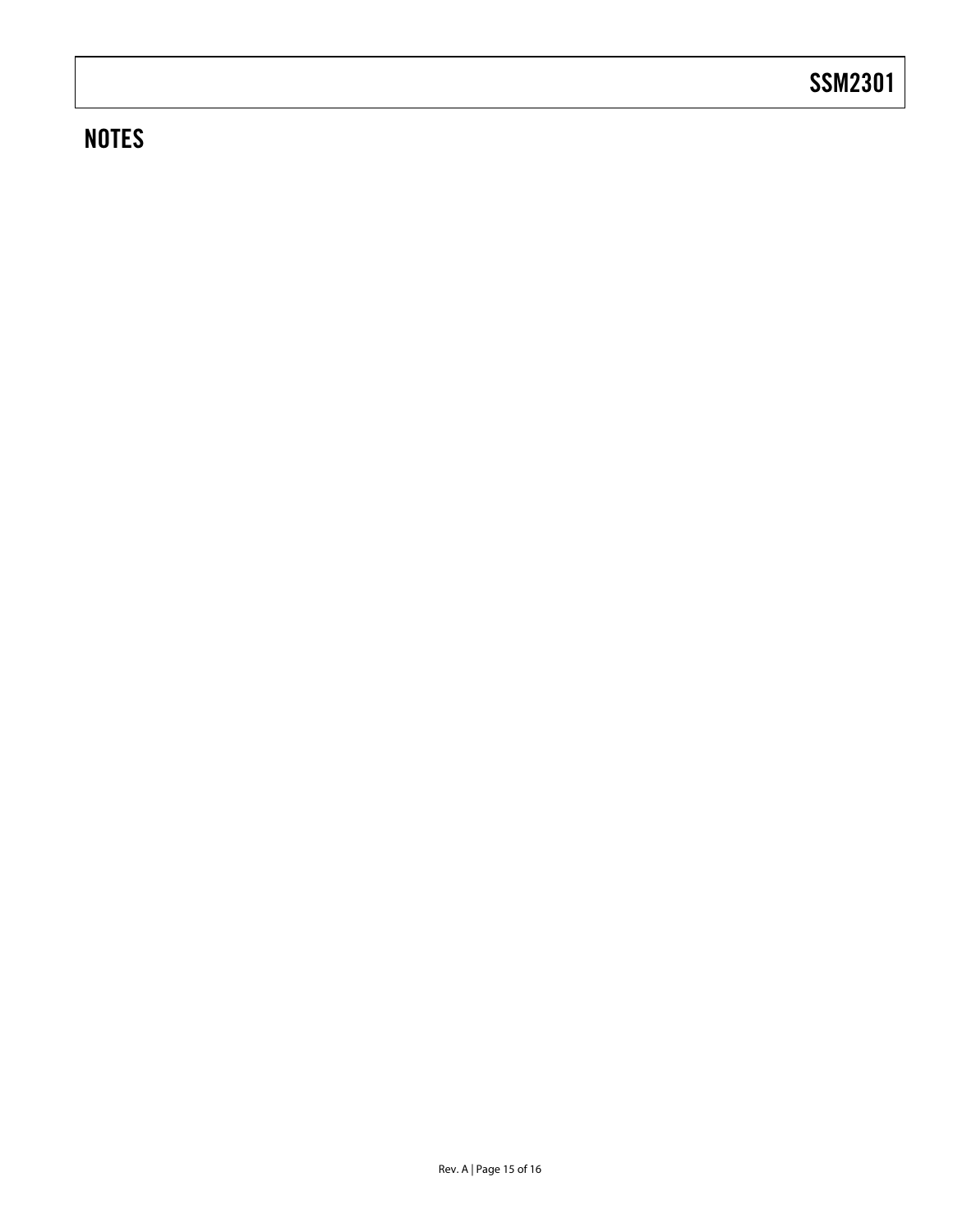## NOTES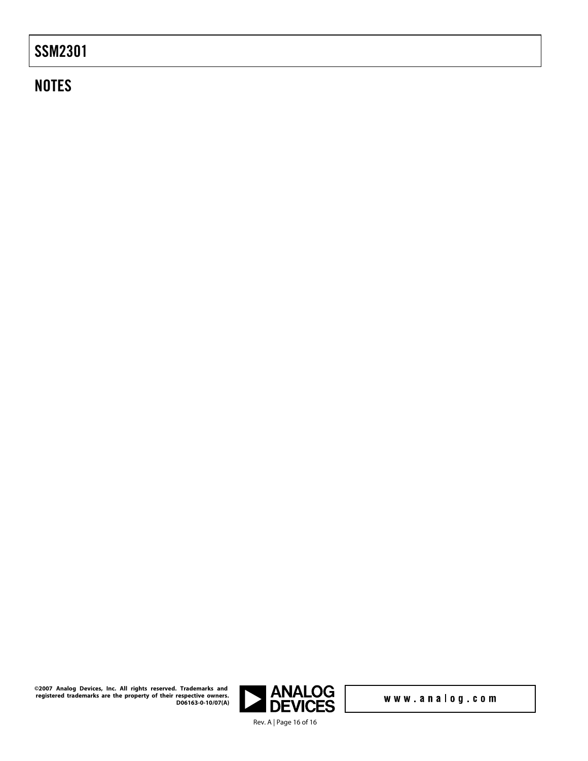## NOTES

©2007 Analog Devices, Inc. All rights reserved. Trademarks and registered trademarks are the property of their respective owners.
D06163-0-10/07(A)